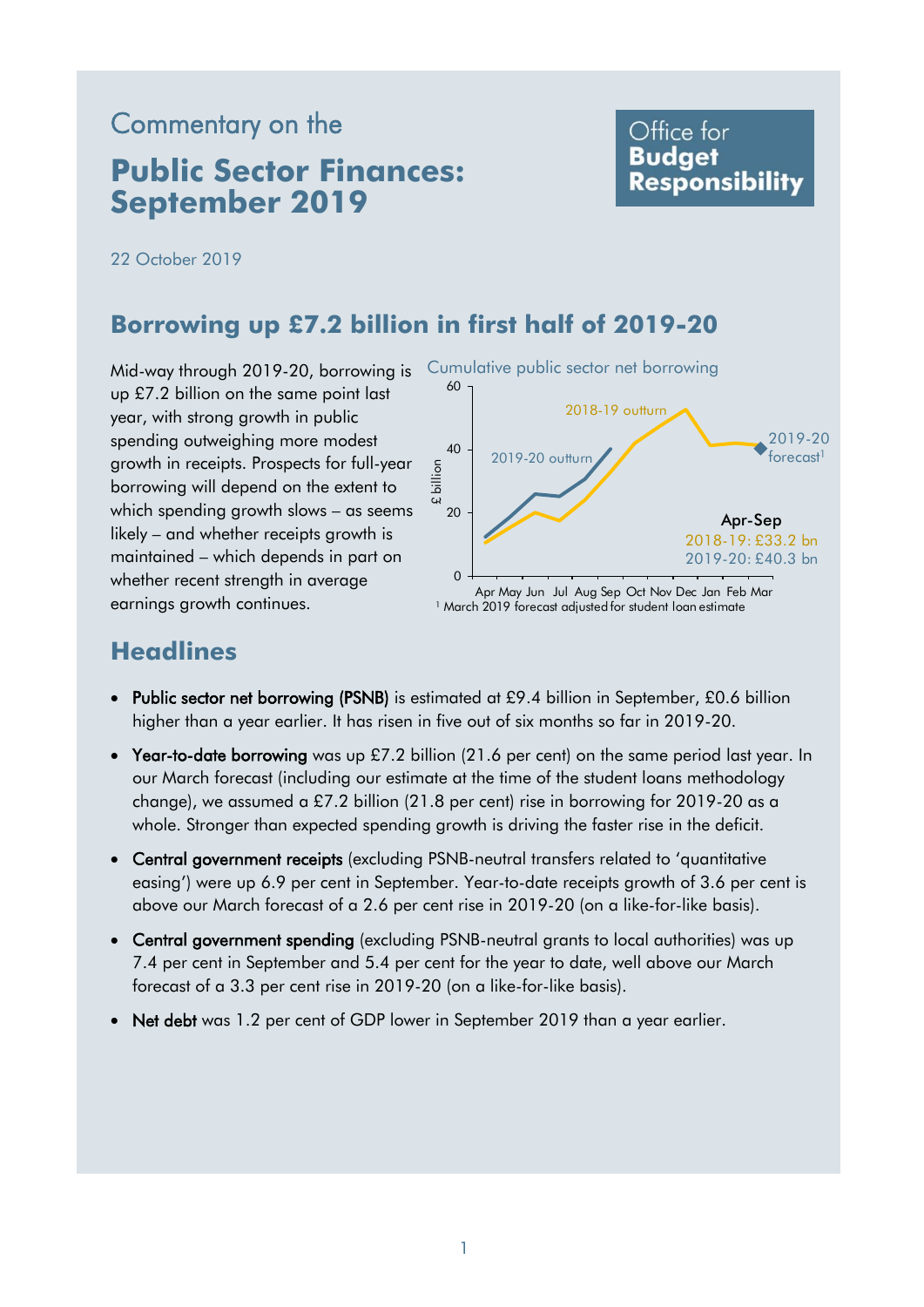Commentary on the

# Public Sector Finances: September 2019

Office for Budget Responsibility

22 October 2019

## Borrowing up £7.2 billion in first half of 2019-20

Mid-way through 2019-20, borrowing is up £7.2 billion on the same point last year, with strong growth in public spending outweighing more modest growth in receipts. Prospects for full-year borrowing will depend on the extent to which spending growth slows – as seems likely – and whether receipts growth is maintained – which depends in part on whether recent strength in average earnings growth continues.

Cumulative public sector net borrowing

Apr-Sep
2018-19: £33.2 bn
2019-20: £40.3 bn

[1] March 2019 forecast adjusted for student loan estimate

## Headlines

- **Public sector net borrowing (PSNB)** is estimated at £9.4 billion in September, £0.6 billion higher than a year earlier. It has risen in five out of six months so far in 2019-20.
- **Year-to-date borrowing** was up £7.2 billion (21.6 per cent) on the same period last year. In our March forecast (including our estimate at the time of the student loans methodology change), we assumed a £7.2 billion (21.8 per cent) rise in borrowing for 2019-20 as a whole. Stronger than expected spending growth is driving the faster rise in the deficit.
- **Central government receipts** (excluding PSNB-neutral transfers related to 'quantitative easing') were up 6.9 per cent in September. Year-to-date receipts growth of 3.6 per cent is above our March forecast of a 2.6 per cent rise in 2019-20 (on a like-for-like basis).
- **Central government spending** (excluding PSNB-neutral grants to local authorities) was up 7.4 per cent in September and 5.4 per cent for the year to date, well above our March forecast of a 3.3 per cent rise in 2019-20 (on a like-for-like basis).
- **Net debt** was 1.2 per cent of GDP lower in September 2019 than a year earlier.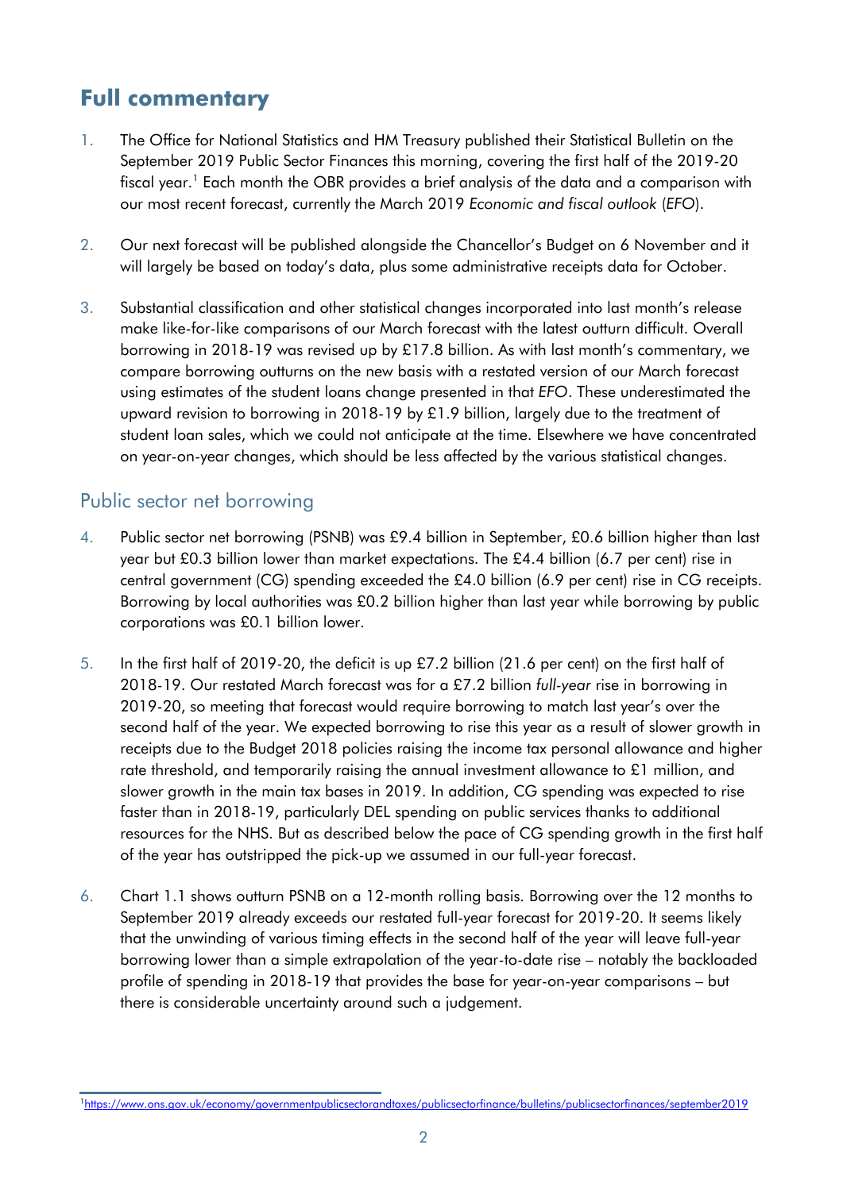# Full commentary

1. The Office for National Statistics and HM Treasury published their Statistical Bulletin on the September 2019 Public Sector Finances this morning, covering the first half of the 2019-20 fiscal year.[1] Each month the OBR provides a brief analysis of the data and a comparison with our most recent forecast, currently the March 2019 *Economic and fiscal outlook* (*EFO*).

2. Our next forecast will be published alongside the Chancellor's Budget on 6 November and it will largely be based on today's data, plus some administrative receipts data for October.

3. Substantial classification and other statistical changes incorporated into last month's release make like-for-like comparisons of our March forecast with the latest outturn difficult. Overall borrowing in 2018-19 was revised up by £17.8 billion. As with last month's commentary, we compare borrowing outturns on the new basis with a restated version of our March forecast using estimates of the student loans change presented in that *EFO*. These underestimated the upward revision to borrowing in 2018-19 by £1.9 billion, largely due to the treatment of student loan sales, which we could not anticipate at the time. Elsewhere we have concentrated on year-on-year changes, which should be less affected by the various statistical changes.

## Public sector net borrowing

4. Public sector net borrowing (PSNB) was £9.4 billion in September, £0.6 billion higher than last year but £0.3 billion lower than market expectations. The £4.4 billion (6.7 per cent) rise in central government (CG) spending exceeded the £4.0 billion (6.9 per cent) rise in CG receipts. Borrowing by local authorities was £0.2 billion higher than last year while borrowing by public corporations was £0.1 billion lower.

5. In the first half of 2019-20, the deficit is up £7.2 billion (21.6 per cent) on the first half of 2018-19. Our restated March forecast was for a £7.2 billion *full-year* rise in borrowing in 2019-20, so meeting that forecast would require borrowing to match last year's over the second half of the year. We expected borrowing to rise this year as a result of slower growth in receipts due to the Budget 2018 policies raising the income tax personal allowance and higher rate threshold, and temporarily raising the annual investment allowance to £1 million, and slower growth in the main tax bases in 2019. In addition, CG spending was expected to rise faster than in 2018-19, particularly DEL spending on public services thanks to additional resources for the NHS. But as described below the pace of CG spending growth in the first half of the year has outstripped the pick-up we assumed in our full-year forecast.

6. Chart 1.1 shows outturn PSNB on a 12-month rolling basis. Borrowing over the 12 months to September 2019 already exceeds our restated full-year forecast for 2019-20. It seems likely that the unwinding of various timing effects in the second half of the year will leave full-year borrowing lower than a simple extrapolation of the year-to-date rise – notably the backloaded profile of spending in 2018-19 that provides the base for year-on-year comparisons – but there is considerable uncertainty around such a judgement.

[1] https://www.ons.gov.uk/economy/governmentpublicsectorandtaxes/publicsectorfinance/bulletins/publicsectorfinances/september2019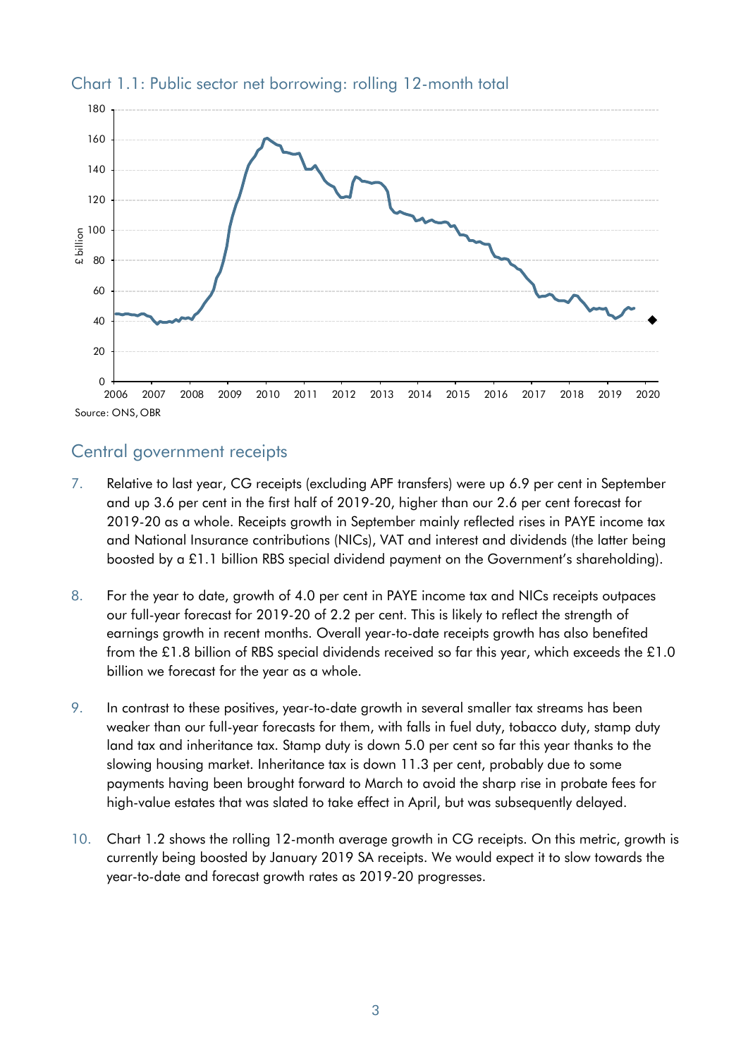Chart 1.1: Public sector net borrowing: rolling 12-month total

Source: ONS, OBR

## Central government receipts

7. Relative to last year, CG receipts (excluding APF transfers) were up 6.9 per cent in September and up 3.6 per cent in the first half of 2019-20, higher than our 2.6 per cent forecast for 2019-20 as a whole. Receipts growth in September mainly reflected rises in PAYE income tax and National Insurance contributions (NICs), VAT and interest and dividends (the latter being boosted by a £1.1 billion RBS special dividend payment on the Government's shareholding).

8. For the year to date, growth of 4.0 per cent in PAYE income tax and NICs receipts outpaces our full-year forecast for 2019-20 of 2.2 per cent. This is likely to reflect the strength of earnings growth in recent months. Overall year-to-date receipts growth has also benefited from the £1.8 billion of RBS special dividends received so far this year, which exceeds the £1.0 billion we forecast for the year as a whole.

9. In contrast to these positives, year-to-date growth in several smaller tax streams has been weaker than our full-year forecasts for them, with falls in fuel duty, tobacco duty, stamp duty land tax and inheritance tax. Stamp duty is down 5.0 per cent so far this year thanks to the slowing housing market. Inheritance tax is down 11.3 per cent, probably due to some payments having been brought forward to March to avoid the sharp rise in probate fees for high-value estates that was slated to take effect in April, but was subsequently delayed.

10. Chart 1.2 shows the rolling 12-month average growth in CG receipts. On this metric, growth is currently being boosted by January 2019 SA receipts. We would expect it to slow towards the year-to-date and forecast growth rates as 2019-20 progresses.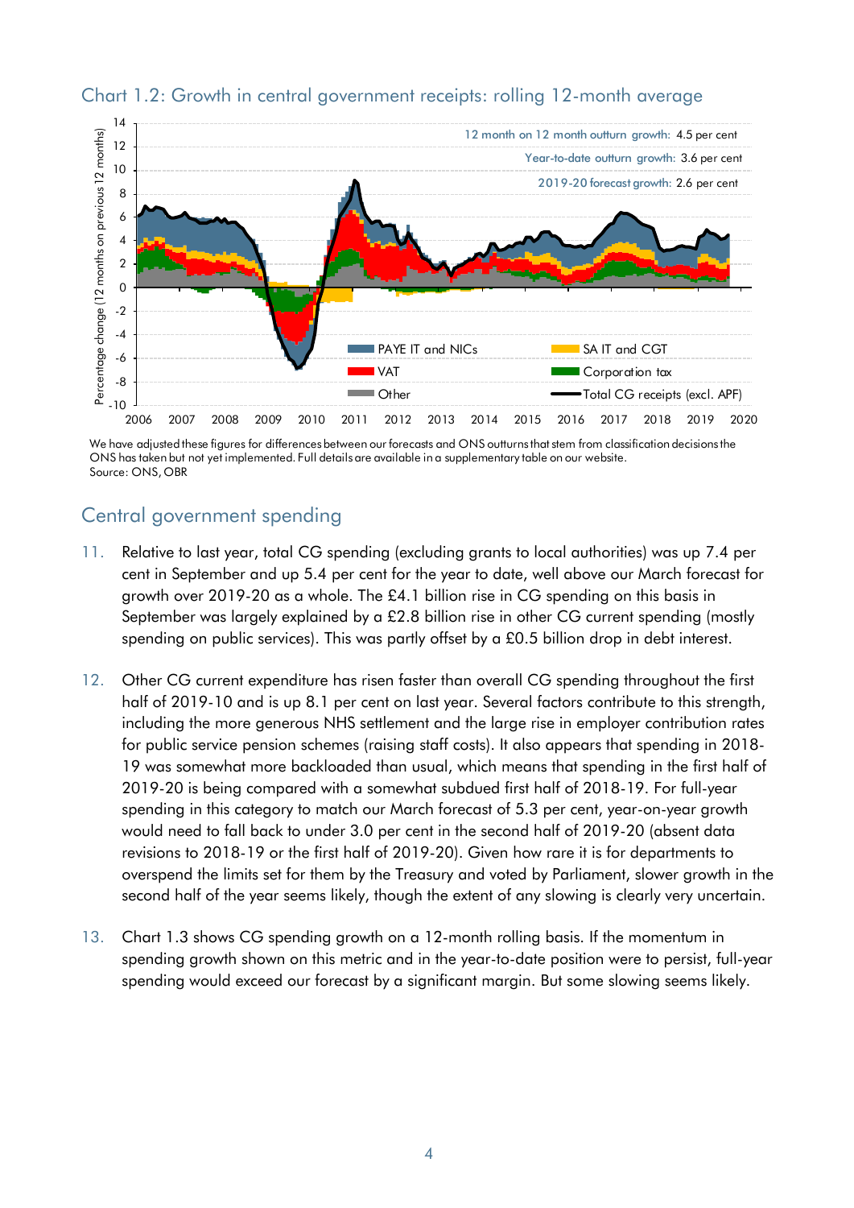Chart 1.2: Growth in central government receipts: rolling 12-month average

We have adjusted these figures for differences between our forecasts and ONS outturns that stem from classification decisions the ONS has taken but not yet implemented. Full details are available in a supplementary table on our website.
Source: ONS, OBR

## Central government spending

11. Relative to last year, total CG spending (excluding grants to local authorities) was up 7.4 per cent in September and up 5.4 per cent for the year to date, well above our March forecast for growth over 2019-20 as a whole. The £4.1 billion rise in CG spending on this basis in September was largely explained by a £2.8 billion rise in other CG current spending (mostly spending on public services). This was partly offset by a £0.5 billion drop in debt interest.

12. Other CG current expenditure has risen faster than overall CG spending throughout the first half of 2019-10 and is up 8.1 per cent on last year. Several factors contribute to this strength, including the more generous NHS settlement and the large rise in employer contribution rates for public service pension schemes (raising staff costs). It also appears that spending in 2018-19 was somewhat more backloaded than usual, which means that spending in the first half of 2019-20 is being compared with a somewhat subdued first half of 2018-19. For full-year spending in this category to match our March forecast of 5.3 per cent, year-on-year growth would need to fall back to under 3.0 per cent in the second half of 2019-20 (absent data revisions to 2018-19 or the first half of 2019-20). Given how rare it is for departments to overspend the limits set for them by the Treasury and voted by Parliament, slower growth in the second half of the year seems likely, though the extent of any slowing is clearly very uncertain.

13. Chart 1.3 shows CG spending growth on a 12-month rolling basis. If the momentum in spending growth shown on this metric and in the year-to-date position were to persist, full-year spending would exceed our forecast by a significant margin. But some slowing seems likely.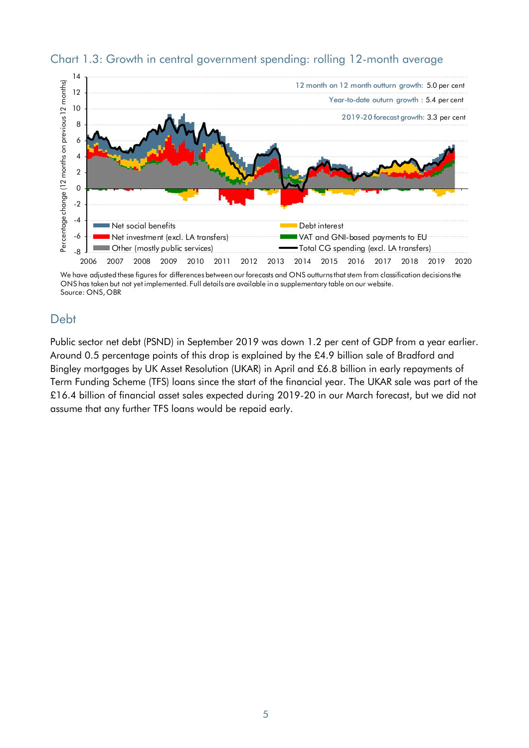Chart 1.3: Growth in central government spending: rolling 12-month average

Percentage change (12 months on previous 12 months)

14
12
10
8
6
4
2
0
-2
-4
-6
-8

2006 2007 2008 2009 2010 2011 2012 2013 2014 2015 2016 2017 2018 2019 2020

12 month on 12 month outturn growth: 5.0 per cent

Year-to-date outurn growth : 5.4 per cent

2019-20 forecast growth: 3.3 per cent

Net social benefits

Debt interest

Net investment (excl. LA transfers)

VAT and GNI-based payments to EU

Other (mostly public services)

Total CG spending (excl. LA transfers)

We have adjusted these figures for differences between our forecasts and ONS outturns that stem from classification decisions the ONS has taken but not yet implemented. Full details are available in a supplementary table on our website.
Source: ONS, OBR

## Debt

Public sector net debt (PSND) in September 2019 was down 1.2 per cent of GDP from a year earlier. Around 0.5 percentage points of this drop is explained by the £4.9 billion sale of Bradford and Bingley mortgages by UK Asset Resolution (UKAR) in April and £6.8 billion in early repayments of Term Funding Scheme (TFS) loans since the start of the financial year. The UKAR sale was part of the £16.4 billion of financial asset sales expected during 2019-20 in our March forecast, but we did not assume that any further TFS loans would be repaid early.